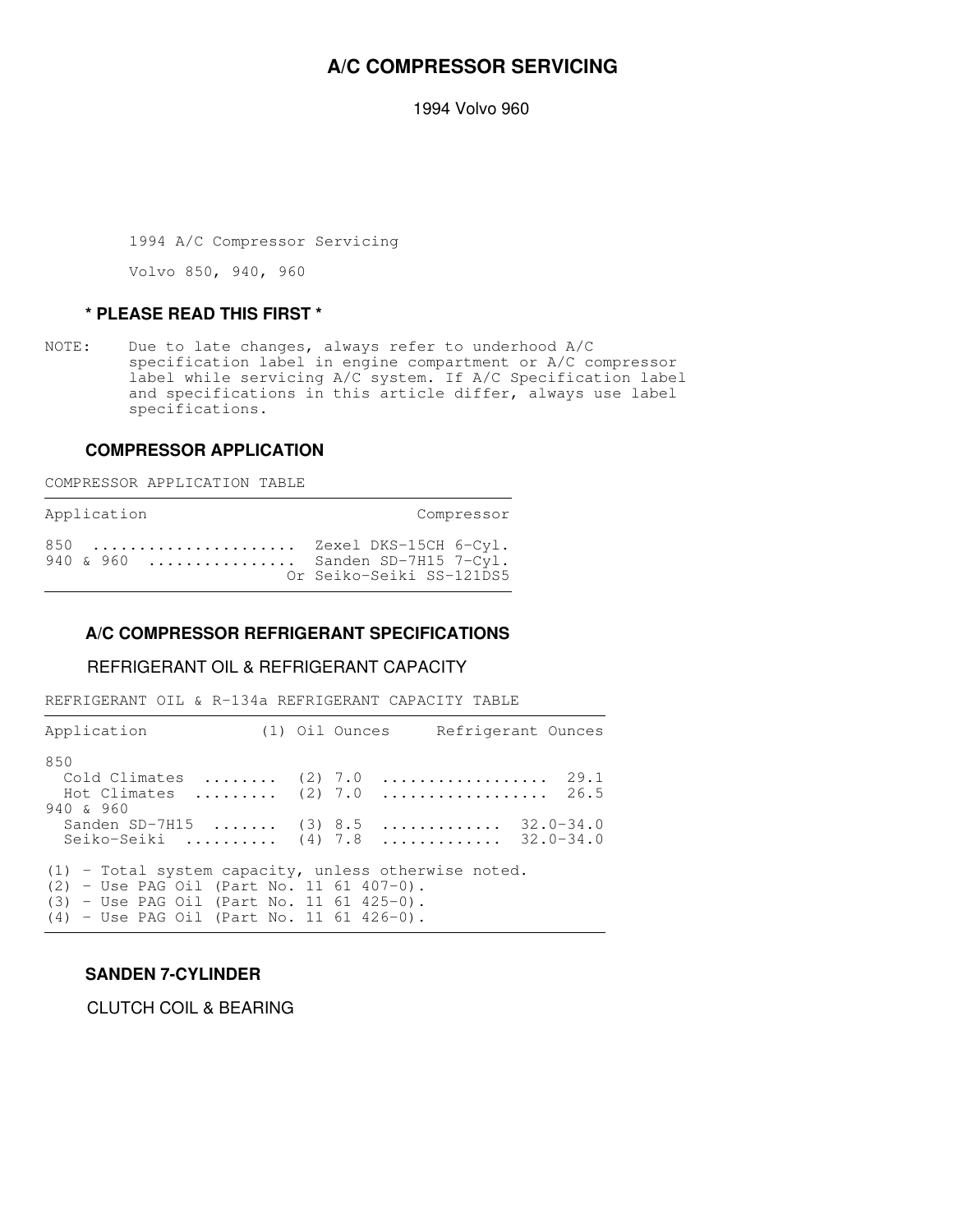# A/C COMPRESSOR SERVICING

1994 Volvo 960

1994 A/C Compressor Servicing

Volvo 850, 940, 960

## * PLEASE READ THIS FIRST *

NOTE: Due to late changes, always refer to underhood A/C specification label in engine compartment or A/C compressor label while servicing A/C system. If A/C Specification label and specifications in this article differ, always use label specifications.

## COMPRESSOR APPLICATION

COMPRESSOR APPLICATION TABLE

| Application | Compressor |
| --- | --- |
| 850 | Zexel DKS-15CH 6-Cyl. |
| 940 & 960 | Sanden SD-7H15 7-Cyl. Or Seiko-Seiki SS-121DS5 |

## A/C COMPRESSOR REFRIGERANT SPECIFICATIONS

### REFRIGERANT OIL & REFRIGERANT CAPACITY

REFRIGERANT OIL & R-134a REFRIGERANT CAPACITY TABLE

| Application | (1) Oil Ounces | Refrigerant Ounces |
| --- | --- | --- |
| 850 | | |
| Cold Climates | (2) 7.0 | 29.1 |
| Hot Climates | (2) 7.0 | 26.5 |
| 940 & 960 | | |
| Sanden SD-7H15 | (3) 8.5 | 32.0-34.0 |
| Seiko-Seiki | (4) 7.8 | 32.0-34.0 |

(1) - Total system capacity, unless otherwise noted.
(2) - Use PAG Oil (Part No. 11 61 407-0).
(3) - Use PAG Oil (Part No. 11 61 425-0).
(4) - Use PAG Oil (Part No. 11 61 426-0).

## SANDEN 7-CYLINDER

### CLUTCH COIL & BEARING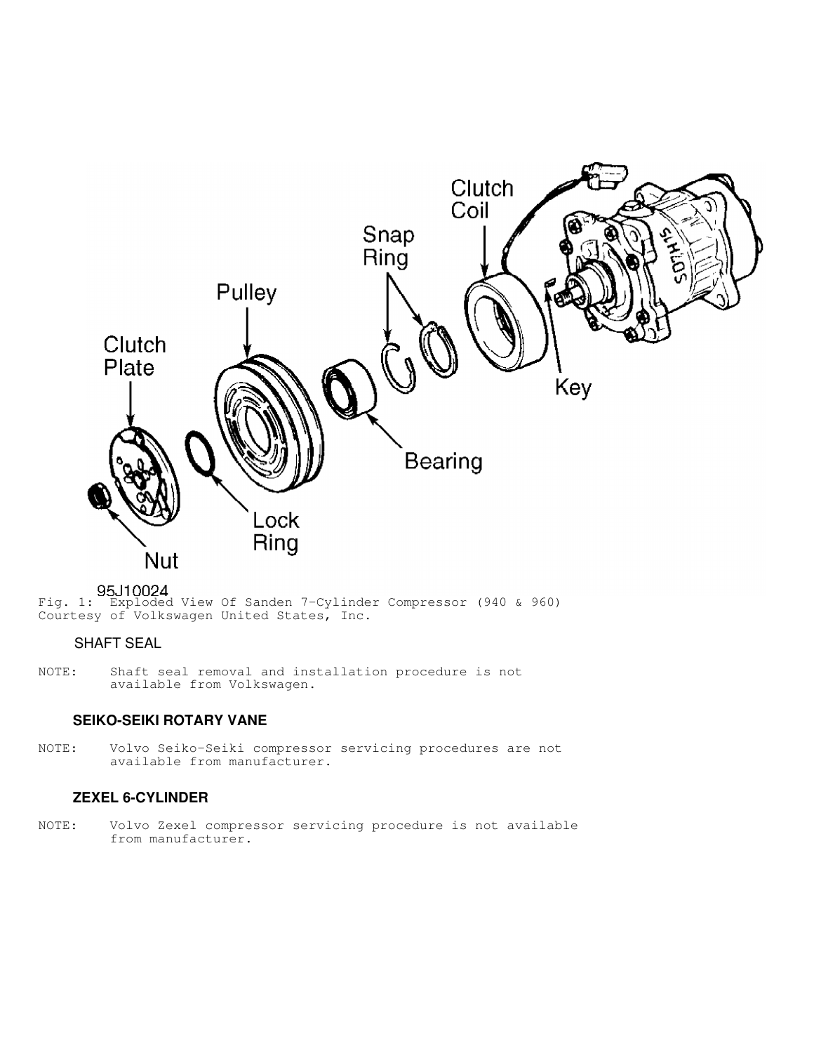95J10024

Fig. 1: Exploded View Of Sanden 7-Cylinder Compressor (940 & 960)
Courtesy of Volkswagen United States, Inc.

### SHAFT SEAL

NOTE: Shaft seal removal and installation procedure is not available from Volkswagen.

### SEIKO-SEIKI ROTARY VANE

NOTE: Volvo Seiko-Seiki compressor servicing procedures are not available from manufacturer.

### ZEXEL 6-CYLINDER

NOTE: Volvo Zexel compressor servicing procedure is not available from manufacturer.